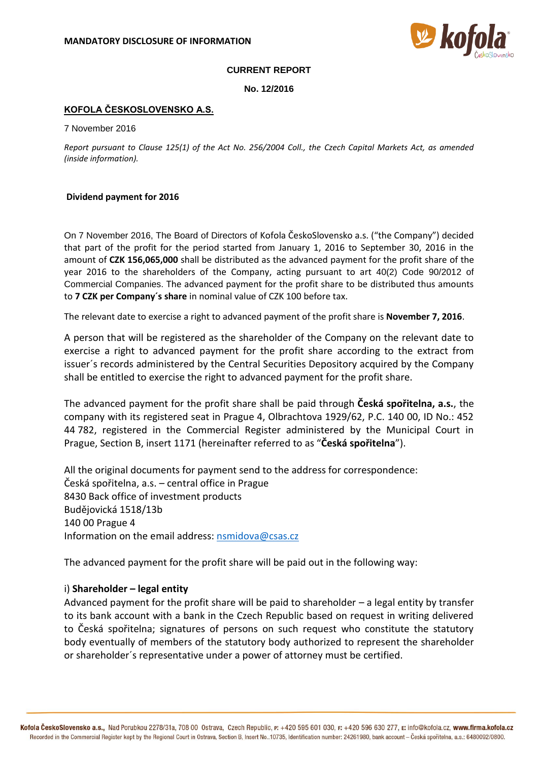**MANDATORY DISCLOSURE OF INFORMATION**

**CURRENT REPORT**

**No. 12/2016**

**KOFOLA ČESKOSLOVENSKO A.S.**

7 November 2016

*Report pursuant to Clause 125(1) of the Act No. 256/2004 Coll., the Czech Capital Markets Act, as amended (inside information).*

**Dividend payment for 2016**

On 7 November 2016, The Board of Directors of Kofola ČeskoSlovensko a.s. ("the Company") decided that part of the profit for the period started from January 1, 2016 to September 30, 2016 in the amount of **CZK 156,065,000** shall be distributed as the advanced payment for the profit share of the year 2016 to the shareholders of the Company, acting pursuant to art 40(2) Code 90/2012 of Commercial Companies. The advanced payment for the profit share to be distributed thus amounts to **7 CZK per Company´s share** in nominal value of CZK 100 before tax.

The relevant date to exercise a right to advanced payment of the profit share is **November 7, 2016**.

A person that will be registered as the shareholder of the Company on the relevant date to exercise a right to advanced payment for the profit share according to the extract from issuer´s records administered by the Central Securities Depository acquired by the Company shall be entitled to exercise the right to advanced payment for the profit share.

The advanced payment for the profit share shall be paid through **Česká spořitelna, a.s.**, the company with its registered seat in Prague 4, Olbrachtova 1929/62, P.C. 140 00, ID No.: 452 44 782, registered in the Commercial Register administered by the Municipal Court in Prague, Section B, insert 1171 (hereinafter referred to as "**Česká spořitelna**").

All the original documents for payment send to the address for correspondence:
Česká spořitelna, a.s. – central office in Prague
8430 Back office of investment products
Budějovická 1518/13b
140 00 Prague 4
Information on the email address: nsmidova@csas.cz

The advanced payment for the profit share will be paid out in the following way:

i) **Shareholder – legal entity**

Advanced payment for the profit share will be paid to shareholder – a legal entity by transfer to its bank account with a bank in the Czech Republic based on request in writing delivered to Česká spořitelna; signatures of persons on such request who constitute the statutory body eventually of members of the statutory body authorized to represent the shareholder or shareholder´s representative under a power of attorney must be certified.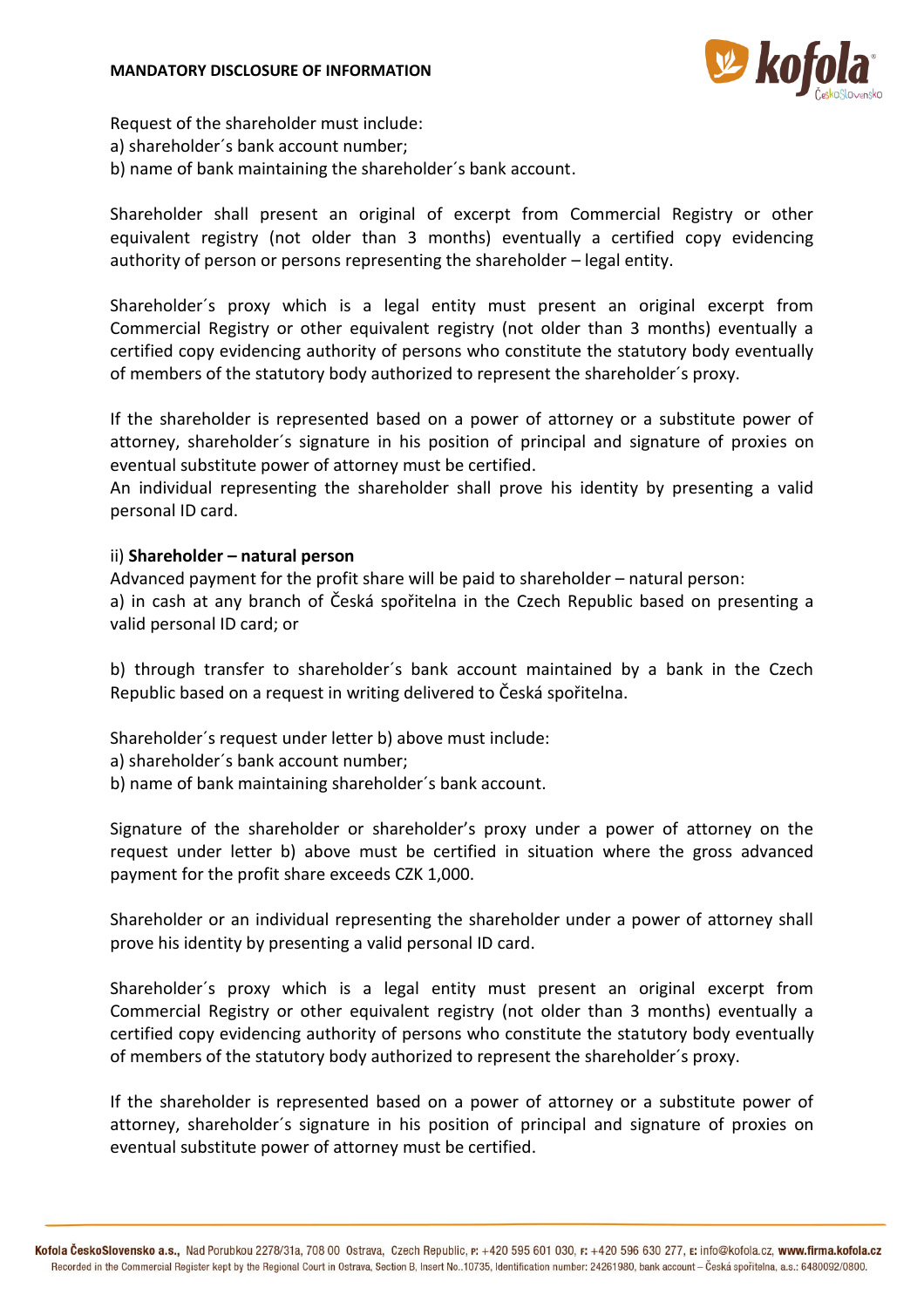Request of the shareholder must include:
a) shareholder´s bank account number;
b) name of bank maintaining the shareholder´s bank account.

Shareholder shall present an original of excerpt from Commercial Registry or other equivalent registry (not older than 3 months) eventually a certified copy evidencing authority of person or persons representing the shareholder – legal entity.

Shareholder´s proxy which is a legal entity must present an original excerpt from Commercial Registry or other equivalent registry (not older than 3 months) eventually a certified copy evidencing authority of persons who constitute the statutory body eventually of members of the statutory body authorized to represent the shareholder´s proxy.

If the shareholder is represented based on a power of attorney or a substitute power of attorney, shareholder´s signature in his position of principal and signature of proxies on eventual substitute power of attorney must be certified.
An individual representing the shareholder shall prove his identity by presenting a valid personal ID card.

ii) **Shareholder – natural person**
Advanced payment for the profit share will be paid to shareholder – natural person:
a) in cash at any branch of Česká spořitelna in the Czech Republic based on presenting a valid personal ID card; or

b) through transfer to shareholder´s bank account maintained by a bank in the Czech Republic based on a request in writing delivered to Česká spořitelna.

Shareholder´s request under letter b) above must include:
a) shareholder´s bank account number;
b) name of bank maintaining shareholder´s bank account.

Signature of the shareholder or shareholder's proxy under a power of attorney on the request under letter b) above must be certified in situation where the gross advanced payment for the profit share exceeds CZK 1,000.

Shareholder or an individual representing the shareholder under a power of attorney shall prove his identity by presenting a valid personal ID card.

Shareholder´s proxy which is a legal entity must present an original excerpt from Commercial Registry or other equivalent registry (not older than 3 months) eventually a certified copy evidencing authority of persons who constitute the statutory body eventually of members of the statutory body authorized to represent the shareholder´s proxy.

If the shareholder is represented based on a power of attorney or a substitute power of attorney, shareholder´s signature in his position of principal and signature of proxies on eventual substitute power of attorney must be certified.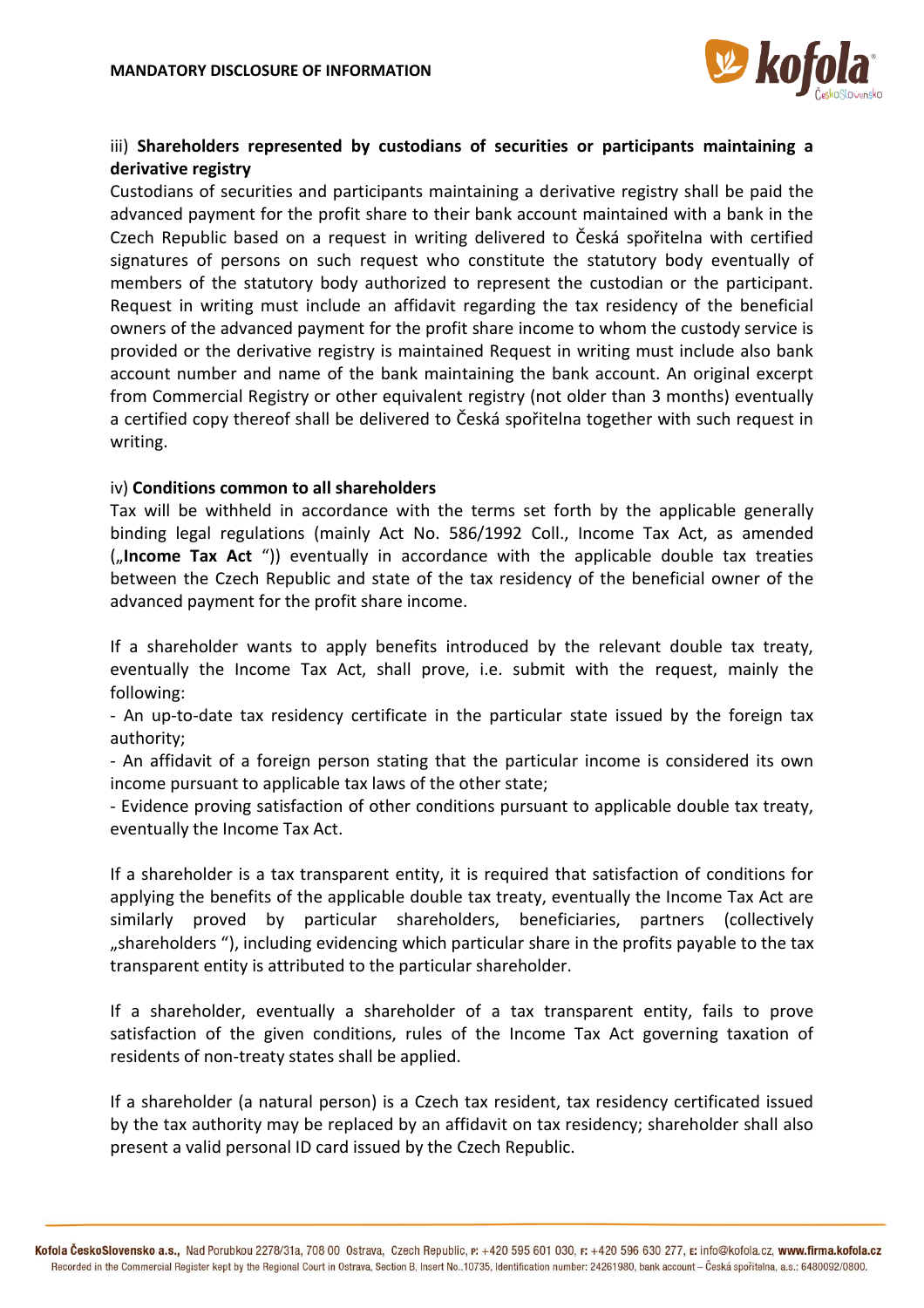iii) **Shareholders represented by custodians of securities or participants maintaining a derivative registry**

Custodians of securities and participants maintaining a derivative registry shall be paid the advanced payment for the profit share to their bank account maintained with a bank in the Czech Republic based on a request in writing delivered to Česká spořitelna with certified signatures of persons on such request who constitute the statutory body eventually of members of the statutory body authorized to represent the custodian or the participant. Request in writing must include an affidavit regarding the tax residency of the beneficial owners of the advanced payment for the profit share income to whom the custody service is provided or the derivative registry is maintained Request in writing must include also bank account number and name of the bank maintaining the bank account. An original excerpt from Commercial Registry or other equivalent registry (not older than 3 months) eventually a certified copy thereof shall be delivered to Česká spořitelna together with such request in writing.

iv) **Conditions common to all shareholders**

Tax will be withheld in accordance with the terms set forth by the applicable generally binding legal regulations (mainly Act No. 586/1992 Coll., Income Tax Act, as amended („**Income Tax Act** “)) eventually in accordance with the applicable double tax treaties between the Czech Republic and state of the tax residency of the beneficial owner of the advanced payment for the profit share income.

If a shareholder wants to apply benefits introduced by the relevant double tax treaty, eventually the Income Tax Act, shall prove, i.e. submit with the request, mainly the following:

- An up-to-date tax residency certificate in the particular state issued by the foreign tax authority;
- An affidavit of a foreign person stating that the particular income is considered its own income pursuant to applicable tax laws of the other state;
- Evidence proving satisfaction of other conditions pursuant to applicable double tax treaty, eventually the Income Tax Act.

If a shareholder is a tax transparent entity, it is required that satisfaction of conditions for applying the benefits of the applicable double tax treaty, eventually the Income Tax Act are similarly proved by particular shareholders, beneficiaries, partners (collectively „shareholders “), including evidencing which particular share in the profits payable to the tax transparent entity is attributed to the particular shareholder.

If a shareholder, eventually a shareholder of a tax transparent entity, fails to prove satisfaction of the given conditions, rules of the Income Tax Act governing taxation of residents of non-treaty states shall be applied.

If a shareholder (a natural person) is a Czech tax resident, tax residency certificated issued by the tax authority may be replaced by an affidavit on tax residency; shareholder shall also present a valid personal ID card issued by the Czech Republic.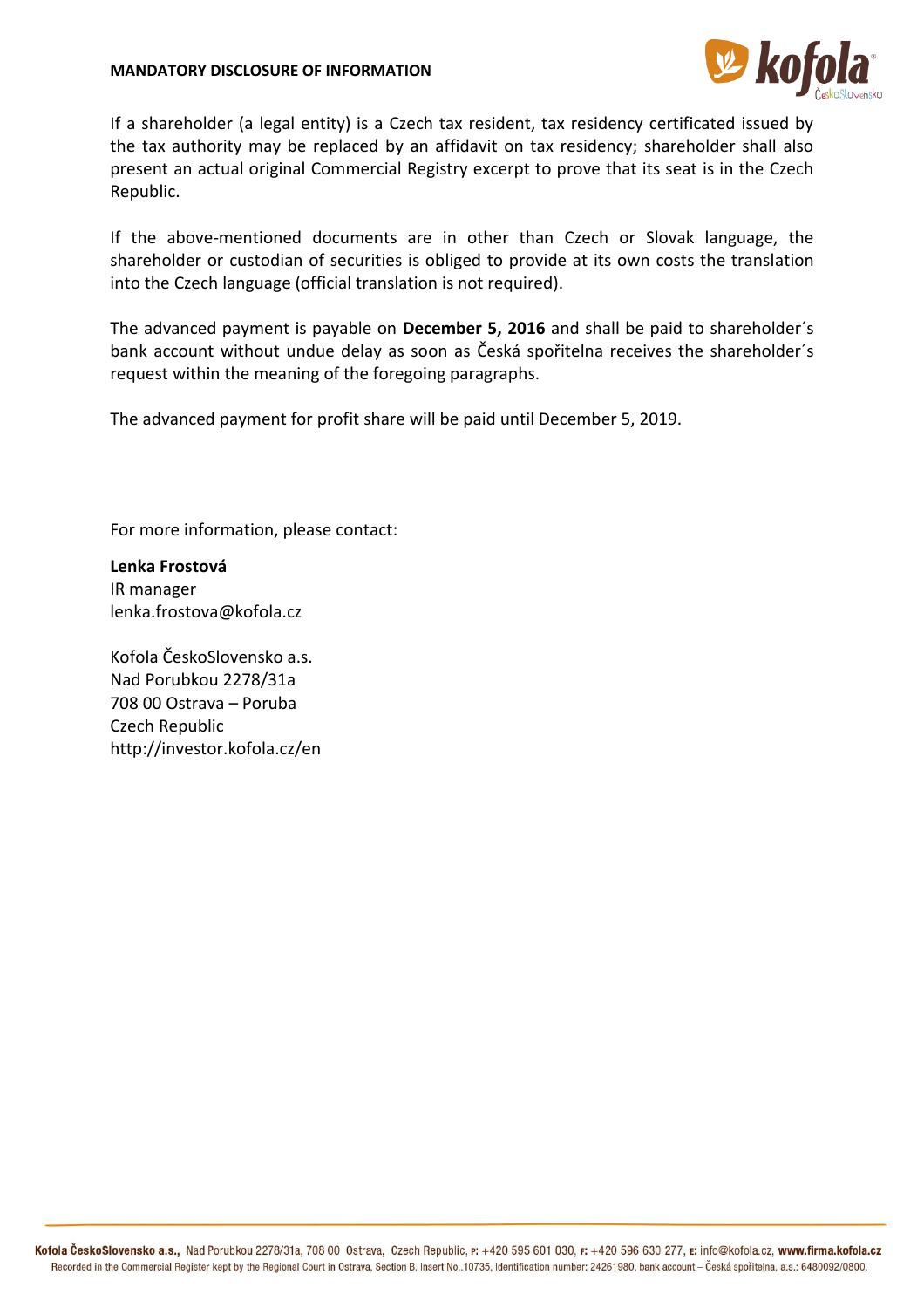If a shareholder (a legal entity) is a Czech tax resident, tax residency certificated issued by the tax authority may be replaced by an affidavit on tax residency; shareholder shall also present an actual original Commercial Registry excerpt to prove that its seat is in the Czech Republic.

If the above-mentioned documents are in other than Czech or Slovak language, the shareholder or custodian of securities is obliged to provide at its own costs the translation into the Czech language (official translation is not required).

The advanced payment is payable on **December 5, 2016** and shall be paid to shareholder´s bank account without undue delay as soon as Česká spořitelna receives the shareholder´s request within the meaning of the foregoing paragraphs.

The advanced payment for profit share will be paid until December 5, 2019.

For more information, please contact:

**Lenka Frostová**
IR manager
lenka.frostova@kofola.cz

Kofola ČeskoSlovensko a.s.
Nad Porubkou 2278/31a
708 00 Ostrava – Poruba
Czech Republic
http://investor.kofola.cz/en